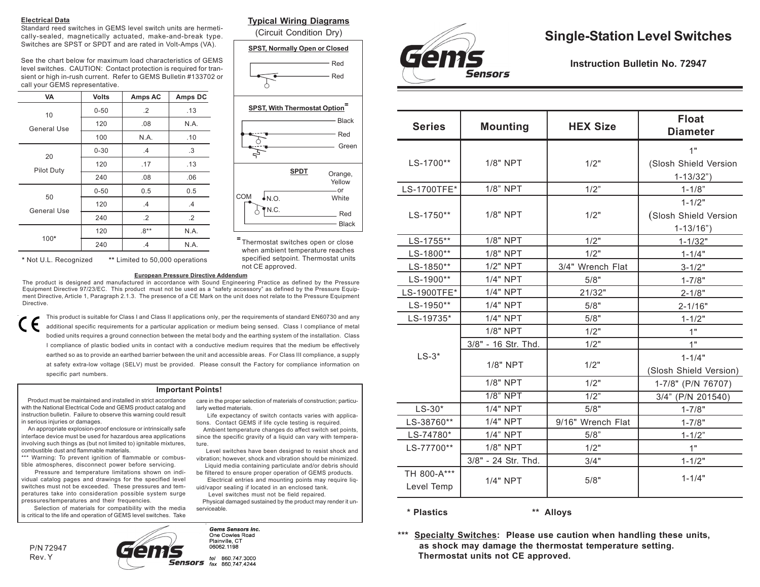# Single-Station Level Switches

**Instruction Bulletin No. 72947**

| Series | Mounting | HEX Size | Float Diameter |
|---|---|---|---|
| LS-1700** | 1/8" NPT | 1/2" | 1" (Slosh Shield Version 1-13/32") |
| LS-1700TFE* | 1/8" NPT | 1/2" | 1-1/8" |
| LS-1750** | 1/8" NPT | 1/2" | 1-1/2" (Slosh Shield Version 1-13/16") |
| LS-1755** | 1/8" NPT | 1/2" | 1-1/32" |
| LS-1800** | 1/8" NPT | 1/2" | 1-1/4" |
| LS-1850** | 1/2" NPT | 3/4" Wrench Flat | 3-1/2" |
| LS-1900** | 1/4" NPT | 5/8" | 1-7/8" |
| LS-1900TFE* | 1/4" NPT | 21/32" | 2-1/8" |
| LS-1950** | 1/4" NPT | 5/8" | 2-1/16" |
| LS-19735* | 1/4" NPT | 5/8" | 1-1/2" |
| LS-3* | 1/8" NPT | 1/2" | 1" |
| | 3/8" - 16 Str. Thd. | 1/2" | 1" |
| | 1/8" NPT | 1/2" | 1-1/4" (Slosh Shield Version) |
| | 1/8" NPT | 1/2" | 1-7/8" (P/N 76707) |
| | 1/8" NPT | 1/2" | 3/4" (P/N 201540) |
| LS-30* | 1/4" NPT | 5/8" | 1-7/8" |
| LS-38760** | 1/4" NPT | 9/16" Wrench Flat | 1-7/8" |
| LS-74780* | 1/4" NPT | 5/8" | 1-1/2" |
| LS-77700** | 1/8" NPT | 1/2" | 1" |
| | 3/8" - 24 Str. Thd. | 3/4" | 1-1/2" |
| TH 800-A*** Level Temp | 1/4" NPT | 5/8" | 1-1/4" |

**\* Plastics** **\*\* Alloys**

**\*\*\* Specialty Switches: Please use caution when handling these units, as shock may damage the thermostat temperature setting. Thermostat units not CE approved.**

## Electrical Data

Standard reed switches in GEMS level switch units are hermetically-sealed, magnetically actuated, make-and-break type. Switches are SPST or SPDT and are rated in Volt-Amps (VA).

See the chart below for maximum load characteristics of GEMS level switches. CAUTION: Contact protection is required for transient or high in-rush current. Refer to GEMS Bulletin #133702 or call your GEMS representative.

| VA | Volts | Amps AC | Amps DC |
|---|---|---|---|
| 10 General Use | 0-50 | .2 | .13 |
| | 120 | .08 | N.A. |
| | 100 | N.A. | .10 |
| 20 Pilot Duty | 0-30 | .4 | .3 |
| | 120 | .17 | .13 |
| | 240 | .08 | .06 |
| 50 General Use | 0-50 | 0.5 | 0.5 |
| | 120 | .4 | .4 |
| | 240 | .2 | .2 |
| 100* | 120 | .8** | N.A. |
| | 240 | .4 | N.A. |

\* Not U.L. Recognized ** Limited to 50,000 operations

## Typical Wiring Diagrams

(Circuit Condition Dry)

**SPST, Normally Open or Closed**

Red
Red

**SPST, With Thermostat Option**=

Black
Red
Green

**SPDT**

COM
N.O.
N.C.
Orange, Yellow or White
Red
Black

= Thermostat switches open or close when ambient temperature reaches specified setpoint. Thermostat units not CE approved.

### European Pressure Directive Addendum

The product is designed and manufactured in accordance with Sound Engineering Practice as defined by the Pressure Equipment Directive 97/23/EC. This product must not be used as a "safety accessory" as defined by the Pressure Equipment Directive, Article 1, Paragraph 2.1.3. The presence of a CE Mark on the unit does not relate to the Pressure Equipment Directive.

CE This product is suitable for Class I and Class II applications only, per the requirements of standard EN60730 and any additional specific requirements for a particular application or medium being sensed. Class I compliance of metal bodied units requires a ground connection between the metal body and the earthing system of the installation. Class I compliance of plastic bodied units in contact with a conductive medium requires that the medium be effectively earthed so as to provide an earthed barrier between the unit and accessible areas. For Class III compliance, a supply at safety extra-low voltage (SELV) must be provided. Please consult the Factory for compliance information on specific part numbers.

### Important Points!

Product must be maintained and installed in strict accordance with the National Electrical Code and GEMS product catalog and instruction bulletin. Failure to observe this warning could result in serious injuries or damages.

An appropriate explosion-proof enclosure or intrinsically safe interface device must be used for hazardous area applications involving such things as (but not limited to) ignitable mixtures, combustible dust and flammable materials.

*** Warning: To prevent ignition of flammable or combustible atmospheres, disconnect power before servicing.

Pressure and temperature limitations shown on individual catalog pages and drawings for the specified level switches must not be exceeded. These pressures and temperatures take into consideration possible system surge pressures/temperatures and their frequencies.

Selection of materials for compatibility with the media is critical to the life and operation of GEMS level switches. Take care in the proper selection of materials of construction; particularly wetted materials.

Life expectancy of switch contacts varies with applications. Contact GEMS if life cycle testing is required.

Ambient temperature changes do affect switch set points, since the specific gravity of a liquid can vary with temperature.

Level switches have been designed to resist shock and vibration; however, shock and vibration should be minimized.

Liquid media containing particulate and/or debris should be filtered to ensure proper operation of GEMS products.

Electrical entries and mounting points may require liquid/vapor sealing if located in an enclosed tank.

Level switches must not be field repaired.

Physical damaged sustained by the product may render it unserviceable.

P/N 72947
Rev. Y

Gems Sensors Inc.
One Cowles Road
Plainville, CT
06062.1198

tel 860.747.3000
fax 860.747.4244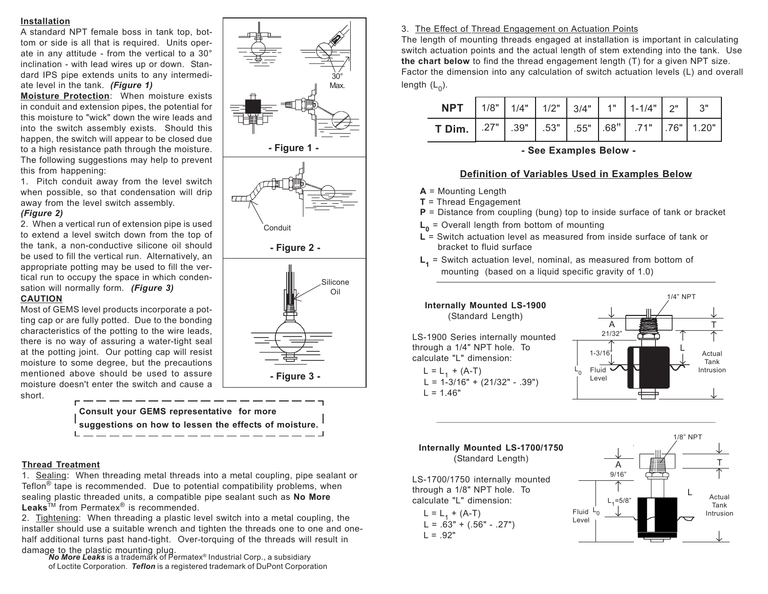**Installation**

A standard NPT female boss in tank top, bottom or side is all that is required. Units operate in any attitude - from the vertical to a 30° inclination - with lead wires up or down. Standard IPS pipe extends units to any intermediate level in the tank. ***(Figure 1)***

**Moisture Protection**: When moisture exists in conduit and extension pipes, the potential for this moisture to "wick" down the wire leads and into the switch assembly exists. Should this happen, the switch will appear to be closed due to a high resistance path through the moisture. The following suggestions may help to prevent this from happening:

1. Pitch conduit away from the level switch when possible, so that condensation will drip away from the level switch assembly. ***(Figure 2)***
2. When a vertical run of extension pipe is used to extend a level switch down from the top of the tank, a non-conductive silicone oil should be used to fill the vertical run. Alternatively, an appropriate potting may be used to fill the vertical run to occupy the space in which condensation will normally form. ***(Figure 3)***

**CAUTION**

Most of GEMS level products incorporate a potting cap or are fully potted. Due to the bonding characteristics of the potting to the wire leads, there is no way of assuring a water-tight seal at the potting joint. Our potting cap will resist moisture to some degree, but the precautions mentioned above should be used to assure moisture doesn't enter the switch and cause a short.

30° Max.

**- Figure 1 -**

Conduit

**- Figure 2 -**

Silicone Oil

**- Figure 3 -**

**Consult your GEMS representative for more suggestions on how to lessen the effects of moisture.**

**Thread Treatment**

1. Sealing: When threading metal threads into a metal coupling, pipe sealant or Teflon® tape is recommended. Due to potential compatibility problems, when sealing plastic threaded units, a compatible pipe sealant such as **No More Leaks**™ from Permatex® is recommended.
2. Tightening: When threading a plastic level switch into a metal coupling, the installer should use a suitable wrench and tighten the threads one to one and one-half additional turns past hand-tight. Over-torquing of the threads will result in damage to the plastic mounting plug.

***No More Leaks*** is a trademark of Permatex® Industrial Corp., a subsidiary of Loctite Corporation. ***Teflon*** is a registered trademark of DuPont Corporation

3. The Effect of Thread Engagement on Actuation Points

The length of mounting threads engaged at installation is important in calculating switch actuation points and the actual length of stem extending into the tank. Use **the chart below** to find the thread engagement length (T) for a given NPT size. Factor the dimension into any calculation of switch actuation levels (L) and overall length ($L_0$).

| **NPT** | 1/8" | 1/4" | 1/2" | 3/4" | 1" | 1-1/4" | 2" | 3" |
|---|---|---|---|---|---|---|---|---|
| **T Dim.** | .27" | .39" | .53" | .55" | .68" | .71" | .76" | 1.20" |

**- See Examples Below -**

**Definition of Variables Used in Examples Below**

**A** = Mounting Length
**T** = Thread Engagement
**P** = Distance from coupling (bung) top to inside surface of tank or bracket
$L_0$ = Overall length from bottom of mounting
**L** = Switch actuation level as measured from inside surface of tank or bracket to fluid surface
$L_1$ = Switch actuation level, nominal, as measured from bottom of mounting (based on a liquid specific gravity of 1.0)

**Internally Mounted LS-1900** (Standard Length)

LS-1900 Series internally mounted through a 1/4" NPT hole. To calculate "L" dimension:

$L = L_1 + (A-T)$
$L = 1\text{-}3/16" + (21/32" - .39")$
$L = 1.46"$

1/4" NPT
A 21/32"
T
L
1-3/16"
Actual Tank Intrusion
$L_0$ Fluid Level

**Internally Mounted LS-1700/1750** (Standard Length)

LS-1700/1750 internally mounted through a 1/8" NPT hole. To calculate "L" dimension:

$L = L_1 + (A-T)$
$L = .63" + (.56" - .27")$
$L = .92"$

1/8" NPT
A 9/16"
T
L
$L_1$=5/8"
Actual Tank Intrusion
Fluid Level $L_0$